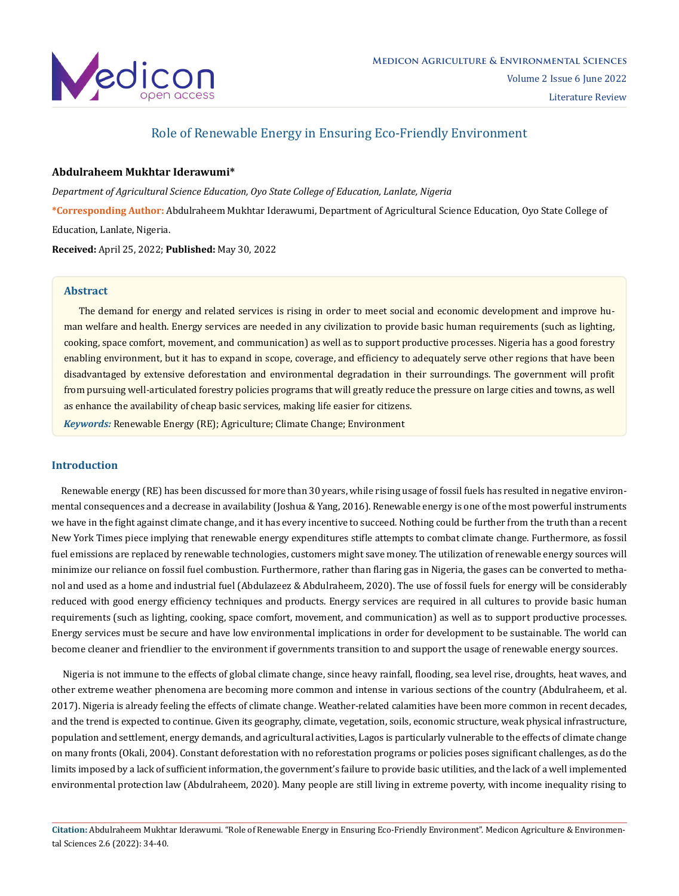# Role of Renewable Energy in Ensuring Eco-Friendly Environment

**Abdulraheem Mukhtar Iderawumi***

*Department of Agricultural Science Education, Oyo State College of Education, Lanlate, Nigeria*

***Corresponding Author:** Abdulraheem Mukhtar Iderawumi, Department of Agricultural Science Education, Oyo State College of Education, Lanlate, Nigeria.

**Received:** April 25, 2022; **Published:** May 30, 2022

## Abstract

The demand for energy and related services is rising in order to meet social and economic development and improve human welfare and health. Energy services are needed in any civilization to provide basic human requirements (such as lighting, cooking, space comfort, movement, and communication) as well as to support productive processes. Nigeria has a good forestry enabling environment, but it has to expand in scope, coverage, and efficiency to adequately serve other regions that have been disadvantaged by extensive deforestation and environmental degradation in their surroundings. The government will profit from pursuing well-articulated forestry policies programs that will greatly reduce the pressure on large cities and towns, as well as enhance the availability of cheap basic services, making life easier for citizens.

***Keywords:*** Renewable Energy (RE); Agriculture; Climate Change; Environment

## Introduction

Renewable energy (RE) has been discussed for more than 30 years, while rising usage of fossil fuels has resulted in negative environmental consequences and a decrease in availability (Joshua & Yang, 2016). Renewable energy is one of the most powerful instruments we have in the fight against climate change, and it has every incentive to succeed. Nothing could be further from the truth than a recent New York Times piece implying that renewable energy expenditures stifle attempts to combat climate change. Furthermore, as fossil fuel emissions are replaced by renewable technologies, customers might save money. The utilization of renewable energy sources will minimize our reliance on fossil fuel combustion. Furthermore, rather than flaring gas in Nigeria, the gases can be converted to methanol and used as a home and industrial fuel (Abdulazeez & Abdulraheem, 2020). The use of fossil fuels for energy will be considerably reduced with good energy efficiency techniques and products. Energy services are required in all cultures to provide basic human requirements (such as lighting, cooking, space comfort, movement, and communication) as well as to support productive processes. Energy services must be secure and have low environmental implications in order for development to be sustainable. The world can become cleaner and friendlier to the environment if governments transition to and support the usage of renewable energy sources.

Nigeria is not immune to the effects of global climate change, since heavy rainfall, flooding, sea level rise, droughts, heat waves, and other extreme weather phenomena are becoming more common and intense in various sections of the country (Abdulraheem, et al. 2017). Nigeria is already feeling the effects of climate change. Weather-related calamities have been more common in recent decades, and the trend is expected to continue. Given its geography, climate, vegetation, soils, economic structure, weak physical infrastructure, population and settlement, energy demands, and agricultural activities, Lagos is particularly vulnerable to the effects of climate change on many fronts (Okali, 2004). Constant deforestation with no reforestation programs or policies poses significant challenges, as do the limits imposed by a lack of sufficient information, the government's failure to provide basic utilities, and the lack of a well implemented environmental protection law (Abdulraheem, 2020). Many people are still living in extreme poverty, with income inequality rising to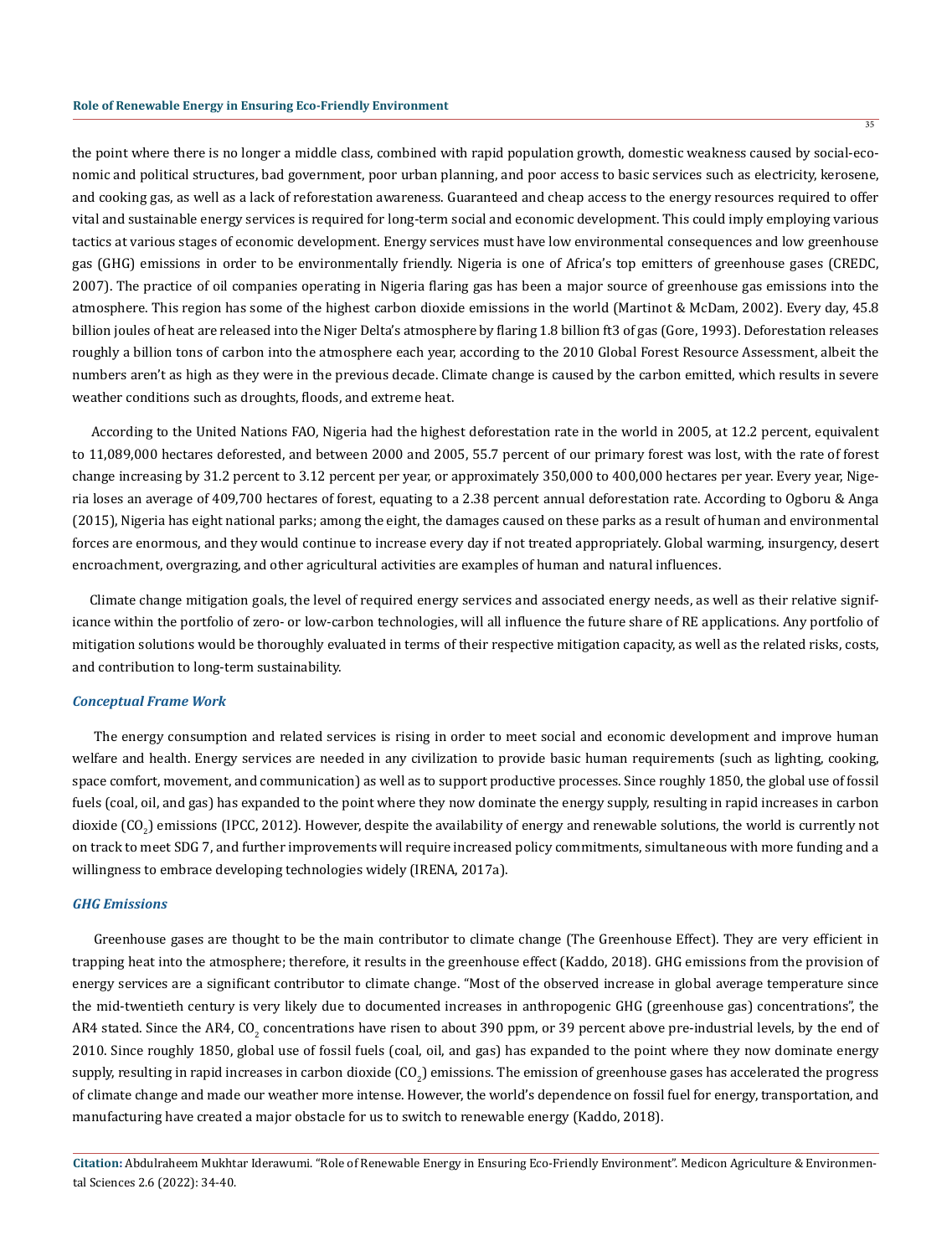the point where there is no longer a middle class, combined with rapid population growth, domestic weakness caused by social-economic and political structures, bad government, poor urban planning, and poor access to basic services such as electricity, kerosene, and cooking gas, as well as a lack of reforestation awareness. Guaranteed and cheap access to the energy resources required to offer vital and sustainable energy services is required for long-term social and economic development. This could imply employing various tactics at various stages of economic development. Energy services must have low environmental consequences and low greenhouse gas (GHG) emissions in order to be environmentally friendly. Nigeria is one of Africa's top emitters of greenhouse gases (CREDC, 2007). The practice of oil companies operating in Nigeria flaring gas has been a major source of greenhouse gas emissions into the atmosphere. This region has some of the highest carbon dioxide emissions in the world (Martinot & McDam, 2002). Every day, 45.8 billion joules of heat are released into the Niger Delta's atmosphere by flaring 1.8 billion ft3 of gas (Gore, 1993). Deforestation releases roughly a billion tons of carbon into the atmosphere each year, according to the 2010 Global Forest Resource Assessment, albeit the numbers aren't as high as they were in the previous decade. Climate change is caused by the carbon emitted, which results in severe weather conditions such as droughts, floods, and extreme heat.

According to the United Nations FAO, Nigeria had the highest deforestation rate in the world in 2005, at 12.2 percent, equivalent to 11,089,000 hectares deforested, and between 2000 and 2005, 55.7 percent of our primary forest was lost, with the rate of forest change increasing by 31.2 percent to 3.12 percent per year, or approximately 350,000 to 400,000 hectares per year. Every year, Nigeria loses an average of 409,700 hectares of forest, equating to a 2.38 percent annual deforestation rate. According to Ogboru & Anga (2015), Nigeria has eight national parks; among the eight, the damages caused on these parks as a result of human and environmental forces are enormous, and they would continue to increase every day if not treated appropriately. Global warming, insurgency, desert encroachment, overgrazing, and other agricultural activities are examples of human and natural influences.

Climate change mitigation goals, the level of required energy services and associated energy needs, as well as their relative significance within the portfolio of zero- or low-carbon technologies, will all influence the future share of RE applications. Any portfolio of mitigation solutions would be thoroughly evaluated in terms of their respective mitigation capacity, as well as the related risks, costs, and contribution to long-term sustainability.

### *Conceptual Frame Work*

The energy consumption and related services is rising in order to meet social and economic development and improve human welfare and health. Energy services are needed in any civilization to provide basic human requirements (such as lighting, cooking, space comfort, movement, and communication) as well as to support productive processes. Since roughly 1850, the global use of fossil fuels (coal, oil, and gas) has expanded to the point where they now dominate the energy supply, resulting in rapid increases in carbon dioxide ($CO_2$) emissions (IPCC, 2012). However, despite the availability of energy and renewable solutions, the world is currently not on track to meet SDG 7, and further improvements will require increased policy commitments, simultaneous with more funding and a willingness to embrace developing technologies widely (IRENA, 2017a).

### *GHG Emissions*

Greenhouse gases are thought to be the main contributor to climate change (The Greenhouse Effect). They are very efficient in trapping heat into the atmosphere; therefore, it results in the greenhouse effect (Kaddo, 2018). GHG emissions from the provision of energy services are a significant contributor to climate change. "Most of the observed increase in global average temperature since the mid-twentieth century is very likely due to documented increases in anthropogenic GHG (greenhouse gas) concentrations", the AR4 stated. Since the AR4, $CO_2$ concentrations have risen to about 390 ppm, or 39 percent above pre-industrial levels, by the end of 2010. Since roughly 1850, global use of fossil fuels (coal, oil, and gas) has expanded to the point where they now dominate energy supply, resulting in rapid increases in carbon dioxide ($CO_2$) emissions. The emission of greenhouse gases has accelerated the progress of climate change and made our weather more intense. However, the world's dependence on fossil fuel for energy, transportation, and manufacturing have created a major obstacle for us to switch to renewable energy (Kaddo, 2018).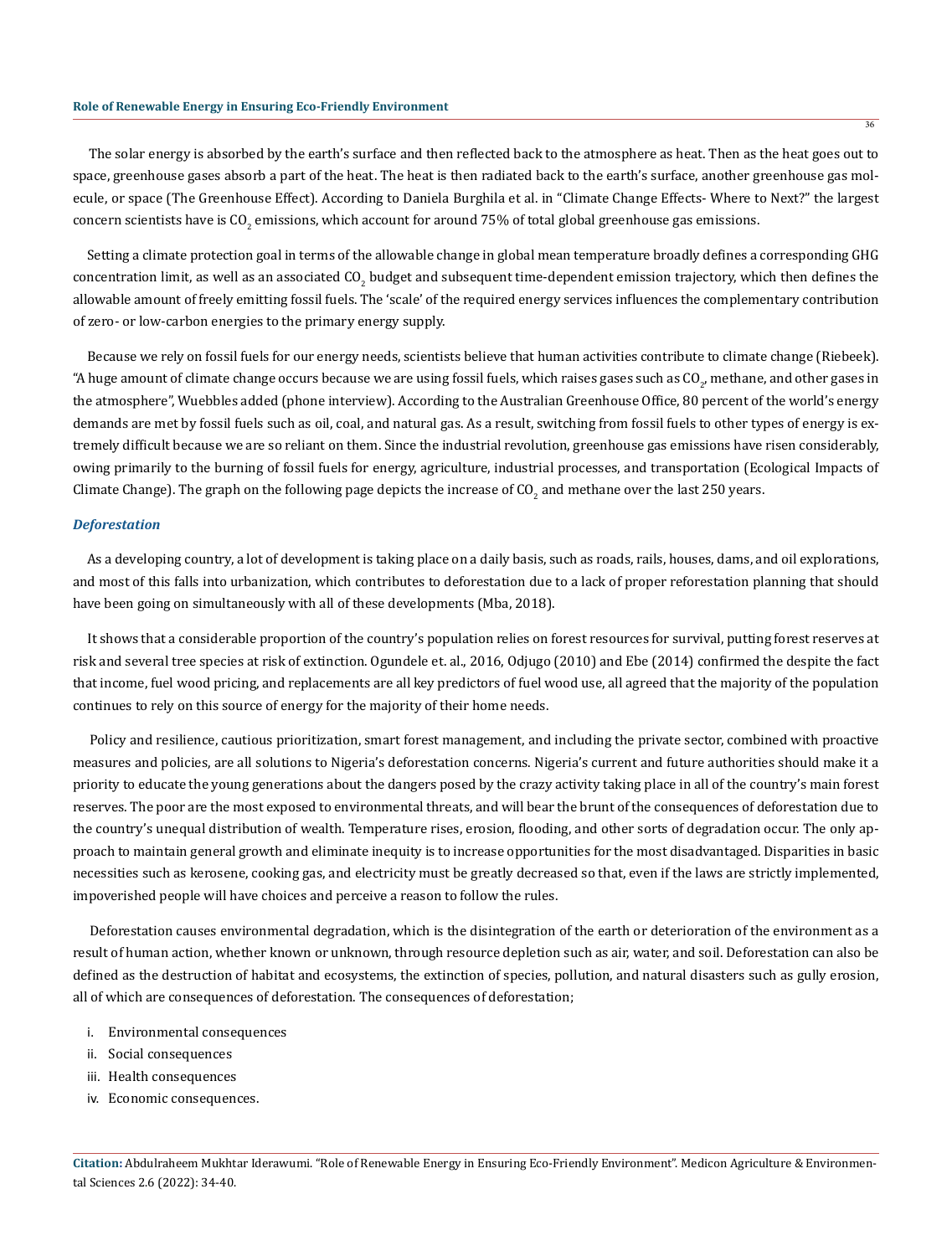The solar energy is absorbed by the earth's surface and then reflected back to the atmosphere as heat. Then as the heat goes out to space, greenhouse gases absorb a part of the heat. The heat is then radiated back to the earth's surface, another greenhouse gas molecule, or space (The Greenhouse Effect). According to Daniela Burghila et al. in "Climate Change Effects- Where to Next?" the largest concern scientists have is $CO_2$ emissions, which account for around 75% of total global greenhouse gas emissions.

Setting a climate protection goal in terms of the allowable change in global mean temperature broadly defines a corresponding GHG concentration limit, as well as an associated $CO_2$ budget and subsequent time-dependent emission trajectory, which then defines the allowable amount of freely emitting fossil fuels. The 'scale' of the required energy services influences the complementary contribution of zero- or low-carbon energies to the primary energy supply.

Because we rely on fossil fuels for our energy needs, scientists believe that human activities contribute to climate change (Riebeek). "A huge amount of climate change occurs because we are using fossil fuels, which raises gases such as $CO_2$, methane, and other gases in the atmosphere", Wuebbles added (phone interview). According to the Australian Greenhouse Office, 80 percent of the world's energy demands are met by fossil fuels such as oil, coal, and natural gas. As a result, switching from fossil fuels to other types of energy is extremely difficult because we are so reliant on them. Since the industrial revolution, greenhouse gas emissions have risen considerably, owing primarily to the burning of fossil fuels for energy, agriculture, industrial processes, and transportation (Ecological Impacts of Climate Change). The graph on the following page depicts the increase of $CO_2$ and methane over the last 250 years.

### *Deforestation*

As a developing country, a lot of development is taking place on a daily basis, such as roads, rails, houses, dams, and oil explorations, and most of this falls into urbanization, which contributes to deforestation due to a lack of proper reforestation planning that should have been going on simultaneously with all of these developments (Mba, 2018).

It shows that a considerable proportion of the country's population relies on forest resources for survival, putting forest reserves at risk and several tree species at risk of extinction. Ogundele et. al., 2016, Odjugo (2010) and Ebe (2014) confirmed the despite the fact that income, fuel wood pricing, and replacements are all key predictors of fuel wood use, all agreed that the majority of the population continues to rely on this source of energy for the majority of their home needs.

Policy and resilience, cautious prioritization, smart forest management, and including the private sector, combined with proactive measures and policies, are all solutions to Nigeria's deforestation concerns. Nigeria's current and future authorities should make it a priority to educate the young generations about the dangers posed by the crazy activity taking place in all of the country's main forest reserves. The poor are the most exposed to environmental threats, and will bear the brunt of the consequences of deforestation due to the country's unequal distribution of wealth. Temperature rises, erosion, flooding, and other sorts of degradation occur. The only approach to maintain general growth and eliminate inequity is to increase opportunities for the most disadvantaged. Disparities in basic necessities such as kerosene, cooking gas, and electricity must be greatly decreased so that, even if the laws are strictly implemented, impoverished people will have choices and perceive a reason to follow the rules.

Deforestation causes environmental degradation, which is the disintegration of the earth or deterioration of the environment as a result of human action, whether known or unknown, through resource depletion such as air, water, and soil. Deforestation can also be defined as the destruction of habitat and ecosystems, the extinction of species, pollution, and natural disasters such as gully erosion, all of which are consequences of deforestation. The consequences of deforestation;

i. Environmental consequences
ii. Social consequences
iii. Health consequences
iv. Economic consequences.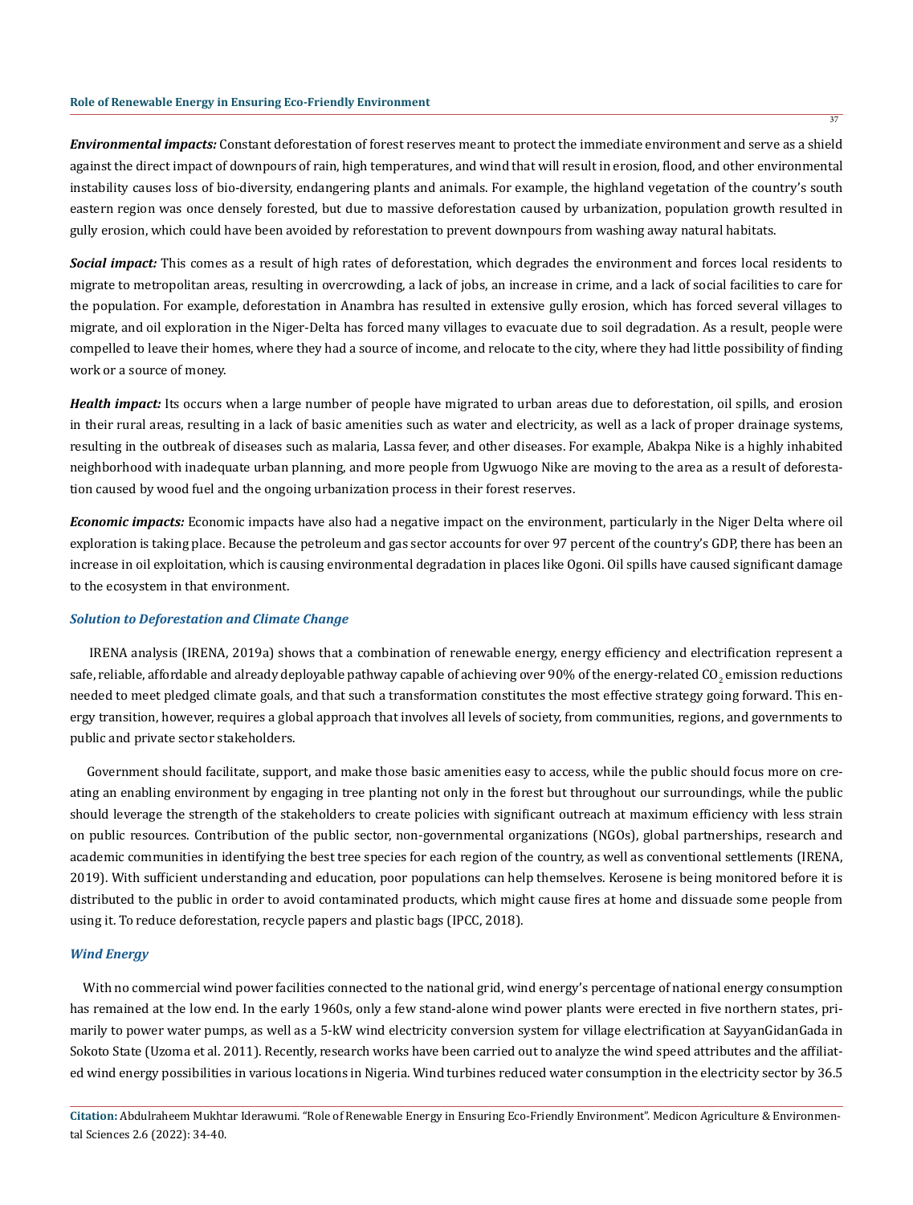***Environmental impacts:*** Constant deforestation of forest reserves meant to protect the immediate environment and serve as a shield against the direct impact of downpours of rain, high temperatures, and wind that will result in erosion, flood, and other environmental instability causes loss of bio-diversity, endangering plants and animals. For example, the highland vegetation of the country's south eastern region was once densely forested, but due to massive deforestation caused by urbanization, population growth resulted in gully erosion, which could have been avoided by reforestation to prevent downpours from washing away natural habitats.

***Social impact:*** This comes as a result of high rates of deforestation, which degrades the environment and forces local residents to migrate to metropolitan areas, resulting in overcrowding, a lack of jobs, an increase in crime, and a lack of social facilities to care for the population. For example, deforestation in Anambra has resulted in extensive gully erosion, which has forced several villages to migrate, and oil exploration in the Niger-Delta has forced many villages to evacuate due to soil degradation. As a result, people were compelled to leave their homes, where they had a source of income, and relocate to the city, where they had little possibility of finding work or a source of money.

***Health impact:*** Its occurs when a large number of people have migrated to urban areas due to deforestation, oil spills, and erosion in their rural areas, resulting in a lack of basic amenities such as water and electricity, as well as a lack of proper drainage systems, resulting in the outbreak of diseases such as malaria, Lassa fever, and other diseases. For example, Abakpa Nike is a highly inhabited neighborhood with inadequate urban planning, and more people from Ugwuogo Nike are moving to the area as a result of deforestation caused by wood fuel and the ongoing urbanization process in their forest reserves.

***Economic impacts:*** Economic impacts have also had a negative impact on the environment, particularly in the Niger Delta where oil exploration is taking place. Because the petroleum and gas sector accounts for over 97 percent of the country's GDP, there has been an increase in oil exploitation, which is causing environmental degradation in places like Ogoni. Oil spills have caused significant damage to the ecosystem in that environment.

### *Solution to Deforestation and Climate Change*

IRENA analysis (IRENA, 2019a) shows that a combination of renewable energy, energy efficiency and electrification represent a safe, reliable, affordable and already deployable pathway capable of achieving over 90% of the energy-related $CO_2$ emission reductions needed to meet pledged climate goals, and that such a transformation constitutes the most effective strategy going forward. This energy transition, however, requires a global approach that involves all levels of society, from communities, regions, and governments to public and private sector stakeholders.

Government should facilitate, support, and make those basic amenities easy to access, while the public should focus more on creating an enabling environment by engaging in tree planting not only in the forest but throughout our surroundings, while the public should leverage the strength of the stakeholders to create policies with significant outreach at maximum efficiency with less strain on public resources. Contribution of the public sector, non-governmental organizations (NGOs), global partnerships, research and academic communities in identifying the best tree species for each region of the country, as well as conventional settlements (IRENA, 2019). With sufficient understanding and education, poor populations can help themselves. Kerosene is being monitored before it is distributed to the public in order to avoid contaminated products, which might cause fires at home and dissuade some people from using it. To reduce deforestation, recycle papers and plastic bags (IPCC, 2018).

### *Wind Energy*

With no commercial wind power facilities connected to the national grid, wind energy's percentage of national energy consumption has remained at the low end. In the early 1960s, only a few stand-alone wind power plants were erected in five northern states, primarily to power water pumps, as well as a 5-kW wind electricity conversion system for village electrification at SayyanGidanGada in Sokoto State (Uzoma et al. 2011). Recently, research works have been carried out to analyze the wind speed attributes and the affiliated wind energy possibilities in various locations in Nigeria. Wind turbines reduced water consumption in the electricity sector by 36.5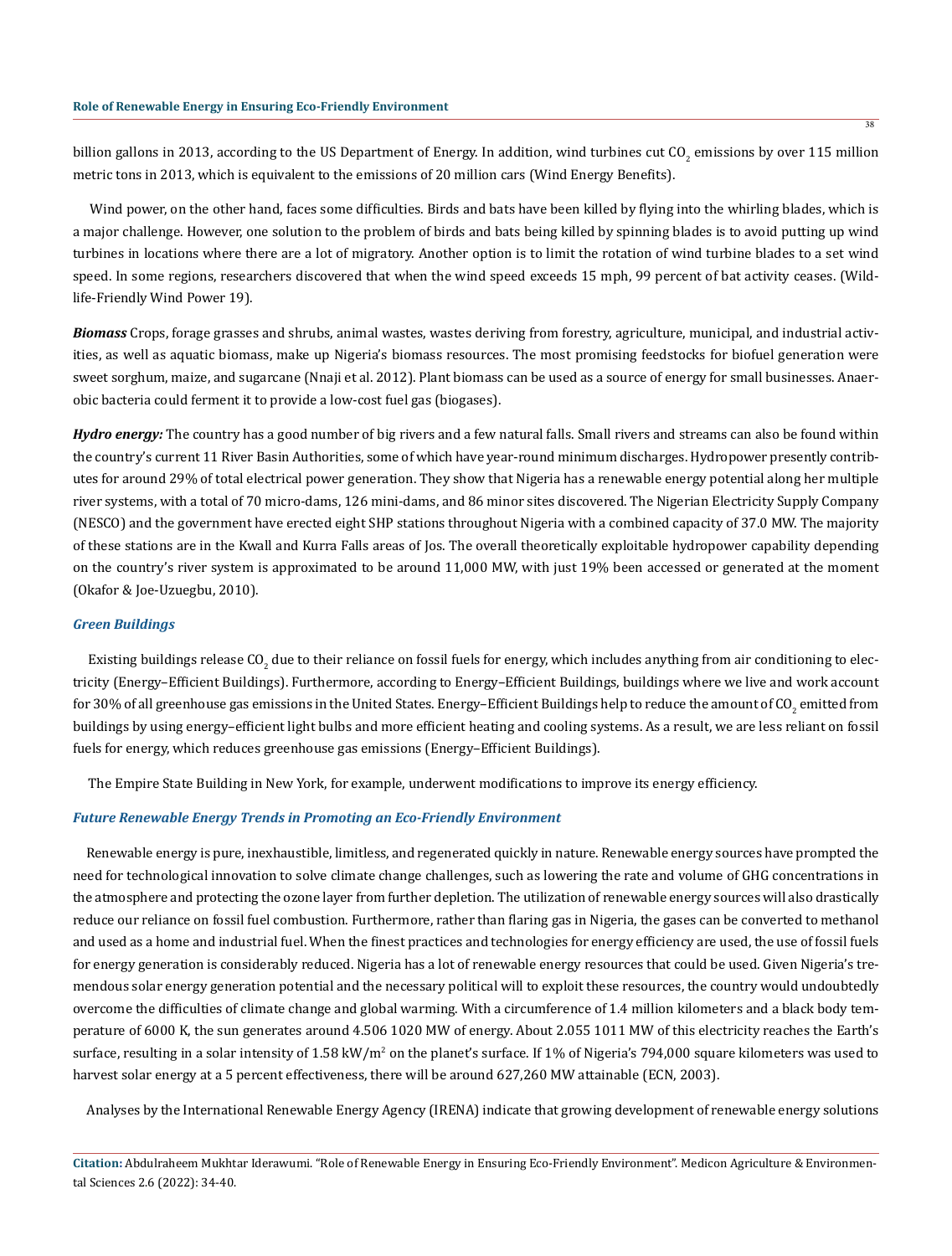billion gallons in 2013, according to the US Department of Energy. In addition, wind turbines cut $CO_2$ emissions by over 115 million metric tons in 2013, which is equivalent to the emissions of 20 million cars (Wind Energy Benefits).

Wind power, on the other hand, faces some difficulties. Birds and bats have been killed by flying into the whirling blades, which is a major challenge. However, one solution to the problem of birds and bats being killed by spinning blades is to avoid putting up wind turbines in locations where there are a lot of migratory. Another option is to limit the rotation of wind turbine blades to a set wind speed. In some regions, researchers discovered that when the wind speed exceeds 15 mph, 99 percent of bat activity ceases. (Wildlife-Friendly Wind Power 19).

***Biomass*** Crops, forage grasses and shrubs, animal wastes, wastes deriving from forestry, agriculture, municipal, and industrial activities, as well as aquatic biomass, make up Nigeria's biomass resources. The most promising feedstocks for biofuel generation were sweet sorghum, maize, and sugarcane (Nnaji et al. 2012). Plant biomass can be used as a source of energy for small businesses. Anaerobic bacteria could ferment it to provide a low-cost fuel gas (biogases).

***Hydro energy:*** The country has a good number of big rivers and a few natural falls. Small rivers and streams can also be found within the country's current 11 River Basin Authorities, some of which have year-round minimum discharges. Hydropower presently contributes for around 29% of total electrical power generation. They show that Nigeria has a renewable energy potential along her multiple river systems, with a total of 70 micro-dams, 126 mini-dams, and 86 minor sites discovered. The Nigerian Electricity Supply Company (NESCO) and the government have erected eight SHP stations throughout Nigeria with a combined capacity of 37.0 MW. The majority of these stations are in the Kwall and Kurra Falls areas of Jos. The overall theoretically exploitable hydropower capability depending on the country's river system is approximated to be around 11,000 MW, with just 19% been accessed or generated at the moment (Okafor & Joe-Uzuegbu, 2010).

### *Green Buildings*

Existing buildings release $CO_2$ due to their reliance on fossil fuels for energy, which includes anything from air conditioning to electricity (Energy–Efficient Buildings). Furthermore, according to Energy–Efficient Buildings, buildings where we live and work account for 30% of all greenhouse gas emissions in the United States. Energy–Efficient Buildings help to reduce the amount of $CO_2$ emitted from buildings by using energy–efficient light bulbs and more efficient heating and cooling systems. As a result, we are less reliant on fossil fuels for energy, which reduces greenhouse gas emissions (Energy–Efficient Buildings).

The Empire State Building in New York, for example, underwent modifications to improve its energy efficiency.

### *Future Renewable Energy Trends in Promoting an Eco-Friendly Environment*

Renewable energy is pure, inexhaustible, limitless, and regenerated quickly in nature. Renewable energy sources have prompted the need for technological innovation to solve climate change challenges, such as lowering the rate and volume of GHG concentrations in the atmosphere and protecting the ozone layer from further depletion. The utilization of renewable energy sources will also drastically reduce our reliance on fossil fuel combustion. Furthermore, rather than flaring gas in Nigeria, the gases can be converted to methanol and used as a home and industrial fuel. When the finest practices and technologies for energy efficiency are used, the use of fossil fuels for energy generation is considerably reduced. Nigeria has a lot of renewable energy resources that could be used. Given Nigeria's tremendous solar energy generation potential and the necessary political will to exploit these resources, the country would undoubtedly overcome the difficulties of climate change and global warming. With a circumference of 1.4 million kilometers and a black body temperature of 6000 K, the sun generates around 4.506 1020 MW of energy. About 2.055 1011 MW of this electricity reaches the Earth's surface, resulting in a solar intensity of 1.58 $kW/m^2$ on the planet's surface. If 1% of Nigeria's 794,000 square kilometers was used to harvest solar energy at a 5 percent effectiveness, there will be around 627,260 MW attainable (ECN, 2003).

Analyses by the International Renewable Energy Agency (IRENA) indicate that growing development of renewable energy solutions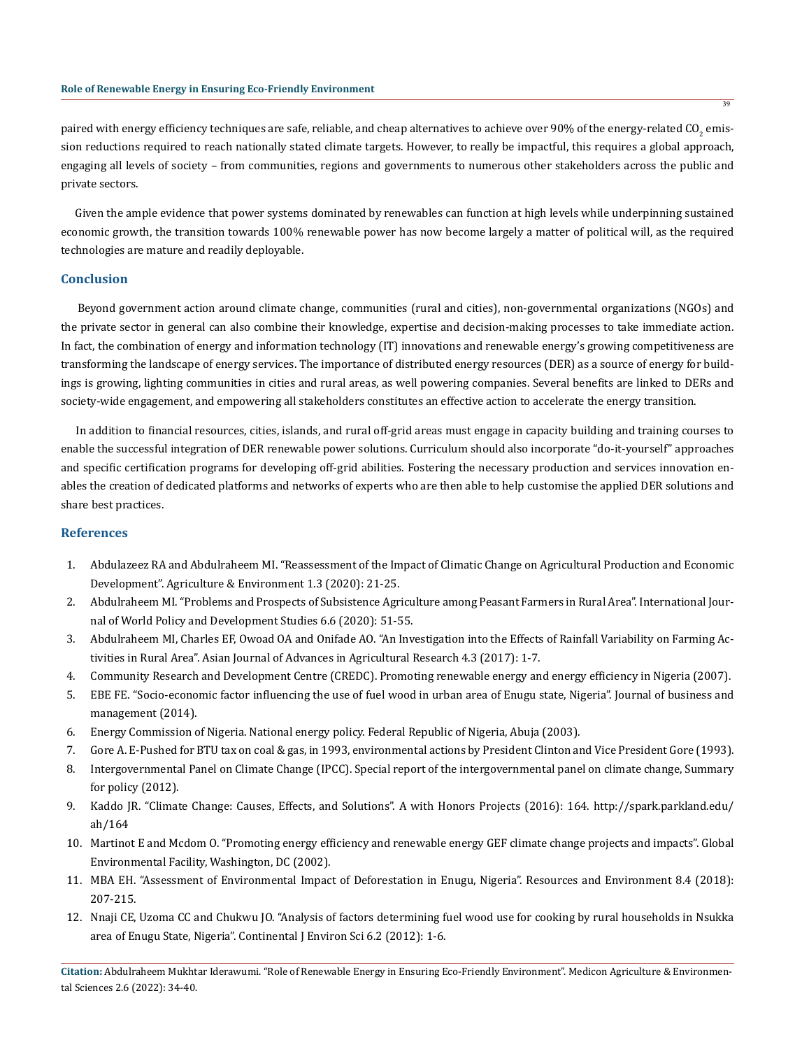paired with energy efficiency techniques are safe, reliable, and cheap alternatives to achieve over 90% of the energy-related $CO_2$ emission reductions required to reach nationally stated climate targets. However, to really be impactful, this requires a global approach, engaging all levels of society – from communities, regions and governments to numerous other stakeholders across the public and private sectors.

Given the ample evidence that power systems dominated by renewables can function at high levels while underpinning sustained economic growth, the transition towards 100% renewable power has now become largely a matter of political will, as the required technologies are mature and readily deployable.

## Conclusion

Beyond government action around climate change, communities (rural and cities), non-governmental organizations (NGOs) and the private sector in general can also combine their knowledge, expertise and decision-making processes to take immediate action. In fact, the combination of energy and information technology (IT) innovations and renewable energy's growing competitiveness are transforming the landscape of energy services. The importance of distributed energy resources (DER) as a source of energy for buildings is growing, lighting communities in cities and rural areas, as well powering companies. Several benefits are linked to DERs and society-wide engagement, and empowering all stakeholders constitutes an effective action to accelerate the energy transition.

In addition to financial resources, cities, islands, and rural off-grid areas must engage in capacity building and training courses to enable the successful integration of DER renewable power solutions. Curriculum should also incorporate "do-it-yourself" approaches and specific certification programs for developing off-grid abilities. Fostering the necessary production and services innovation enables the creation of dedicated platforms and networks of experts who are then able to help customise the applied DER solutions and share best practices.

## References

1. Abdulazeez RA and Abdulraheem MI. "Reassessment of the Impact of Climatic Change on Agricultural Production and Economic Development". Agriculture & Environment 1.3 (2020): 21-25.
2. Abdulraheem MI. "Problems and Prospects of Subsistence Agriculture among Peasant Farmers in Rural Area". International Journal of World Policy and Development Studies 6.6 (2020): 51-55.
3. Abdulraheem MI, Charles EF, Owoad OA and Onifade AO. "An Investigation into the Effects of Rainfall Variability on Farming Activities in Rural Area". Asian Journal of Advances in Agricultural Research 4.3 (2017): 1-7.
4. Community Research and Development Centre (CREDC). Promoting renewable energy and energy efficiency in Nigeria (2007).
5. EBE FE. "Socio-economic factor influencing the use of fuel wood in urban area of Enugu state, Nigeria". Journal of business and management (2014).
6. Energy Commission of Nigeria. National energy policy. Federal Republic of Nigeria, Abuja (2003).
7. Gore A. E-Pushed for BTU tax on coal & gas, in 1993, environmental actions by President Clinton and Vice President Gore (1993).
8. Intergovernmental Panel on Climate Change (IPCC). Special report of the intergovernmental panel on climate change, Summary for policy (2012).
9. Kaddo JR. "Climate Change: Causes, Effects, and Solutions". A with Honors Projects (2016): 164. http://spark.parkland.edu/ah/164
10. Martinot E and Mcdom O. "Promoting energy efficiency and renewable energy GEF climate change projects and impacts". Global Environmental Facility, Washington, DC (2002).
11. MBA EH. "Assessment of Environmental Impact of Deforestation in Enugu, Nigeria". Resources and Environment 8.4 (2018): 207-215.
12. Nnaji CE, Uzoma CC and Chukwu JO. "Analysis of factors determining fuel wood use for cooking by rural households in Nsukka area of Enugu State, Nigeria". Continental J Environ Sci 6.2 (2012): 1-6.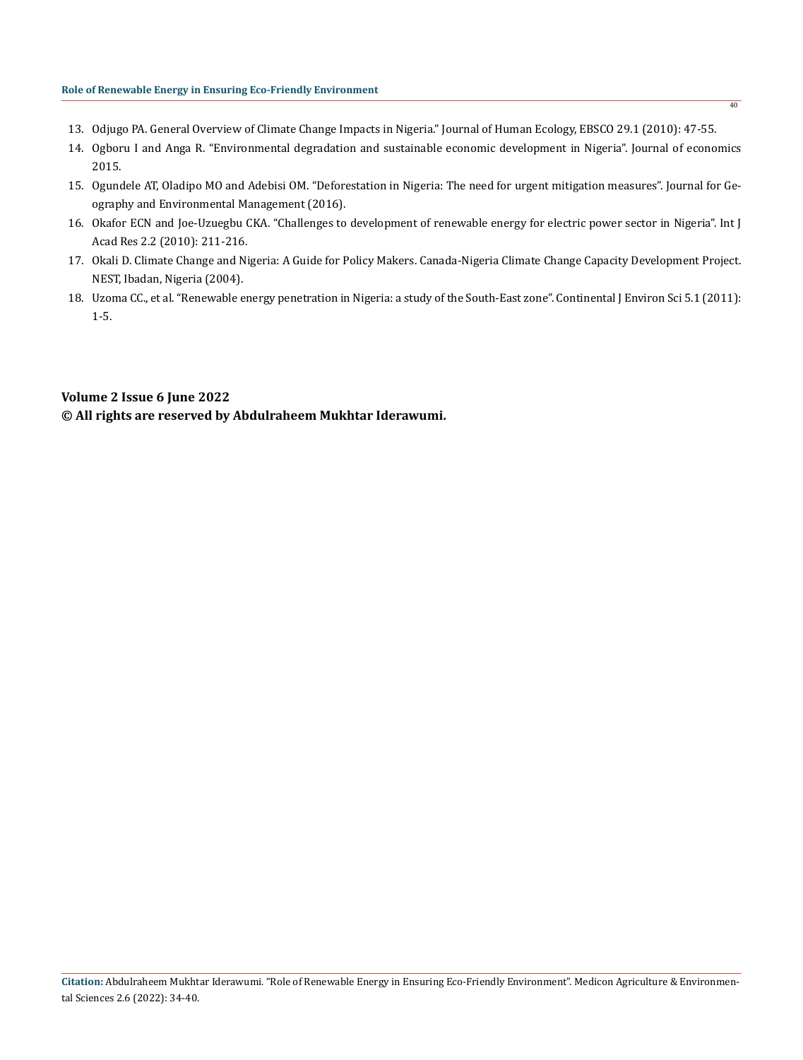13. Odjugo PA. General Overview of Climate Change Impacts in Nigeria." Journal of Human Ecology, EBSCO 29.1 (2010): 47-55.
14. Ogboru I and Anga R. "Environmental degradation and sustainable economic development in Nigeria". Journal of economics 2015.
15. Ogundele AT, Oladipo MO and Adebisi OM. "Deforestation in Nigeria: The need for urgent mitigation measures". Journal for Geography and Environmental Management (2016).
16. Okafor ECN and Joe-Uzuegbu CKA. "Challenges to development of renewable energy for electric power sector in Nigeria". Int J Acad Res 2.2 (2010): 211-216.
17. Okali D. Climate Change and Nigeria: A Guide for Policy Makers. Canada-Nigeria Climate Change Capacity Development Project. NEST, Ibadan, Nigeria (2004).
18. Uzoma CC., et al. "Renewable energy penetration in Nigeria: a study of the South-East zone". Continental J Environ Sci 5.1 (2011): 1-5.

**Volume 2 Issue 6 June 2022**
**© All rights are reserved by Abdulraheem Mukhtar Iderawumi.**

**Citation:** Abdulraheem Mukhtar Iderawumi. "Role of Renewable Energy in Ensuring Eco-Friendly Environment". Medicon Agriculture & Environmental Sciences 2.6 (2022): 34-40.